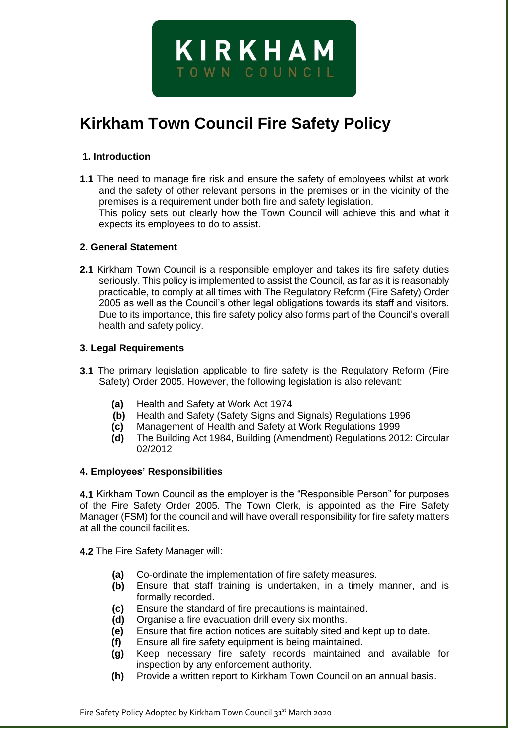**KIRKHAM**
**TOWN COUNCIL**

# Kirkham Town Council Fire Safety Policy

## 1. Introduction

**1.1** The need to manage fire risk and ensure the safety of employees whilst at work and the safety of other relevant persons in the premises or in the vicinity of the premises is a requirement under both fire and safety legislation.
This policy sets out clearly how the Town Council will achieve this and what it expects its employees to do to assist.

## 2. General Statement

**2.1** Kirkham Town Council is a responsible employer and takes its fire safety duties seriously. This policy is implemented to assist the Council, as far as it is reasonably practicable, to comply at all times with The Regulatory Reform (Fire Safety) Order 2005 as well as the Council's other legal obligations towards its staff and visitors. Due to its importance, this fire safety policy also forms part of the Council's overall health and safety policy.

## 3. Legal Requirements

**3.1** The primary legislation applicable to fire safety is the Regulatory Reform (Fire Safety) Order 2005. However, the following legislation is also relevant:

- **(a)** Health and Safety at Work Act 1974
- **(b)** Health and Safety (Safety Signs and Signals) Regulations 1996
- **(c)** Management of Health and Safety at Work Regulations 1999
- **(d)** The Building Act 1984, Building (Amendment) Regulations 2012: Circular 02/2012

## 4. Employees' Responsibilities

**4.1** Kirkham Town Council as the employer is the "Responsible Person" for purposes of the Fire Safety Order 2005. The Town Clerk, is appointed as the Fire Safety Manager (FSM) for the council and will have overall responsibility for fire safety matters at all the council facilities.

**4.2** The Fire Safety Manager will:

- **(a)** Co-ordinate the implementation of fire safety measures.
- **(b)** Ensure that staff training is undertaken, in a timely manner, and is formally recorded.
- **(c)** Ensure the standard of fire precautions is maintained.
- **(d)** Organise a fire evacuation drill every six months.
- **(e)** Ensure that fire action notices are suitably sited and kept up to date.
- **(f)** Ensure all fire safety equipment is being maintained.
- **(g)** Keep necessary fire safety records maintained and available for inspection by any enforcement authority.
- **(h)** Provide a written report to Kirkham Town Council on an annual basis.

Fire Safety Policy Adopted by Kirkham Town Council 31st March 2020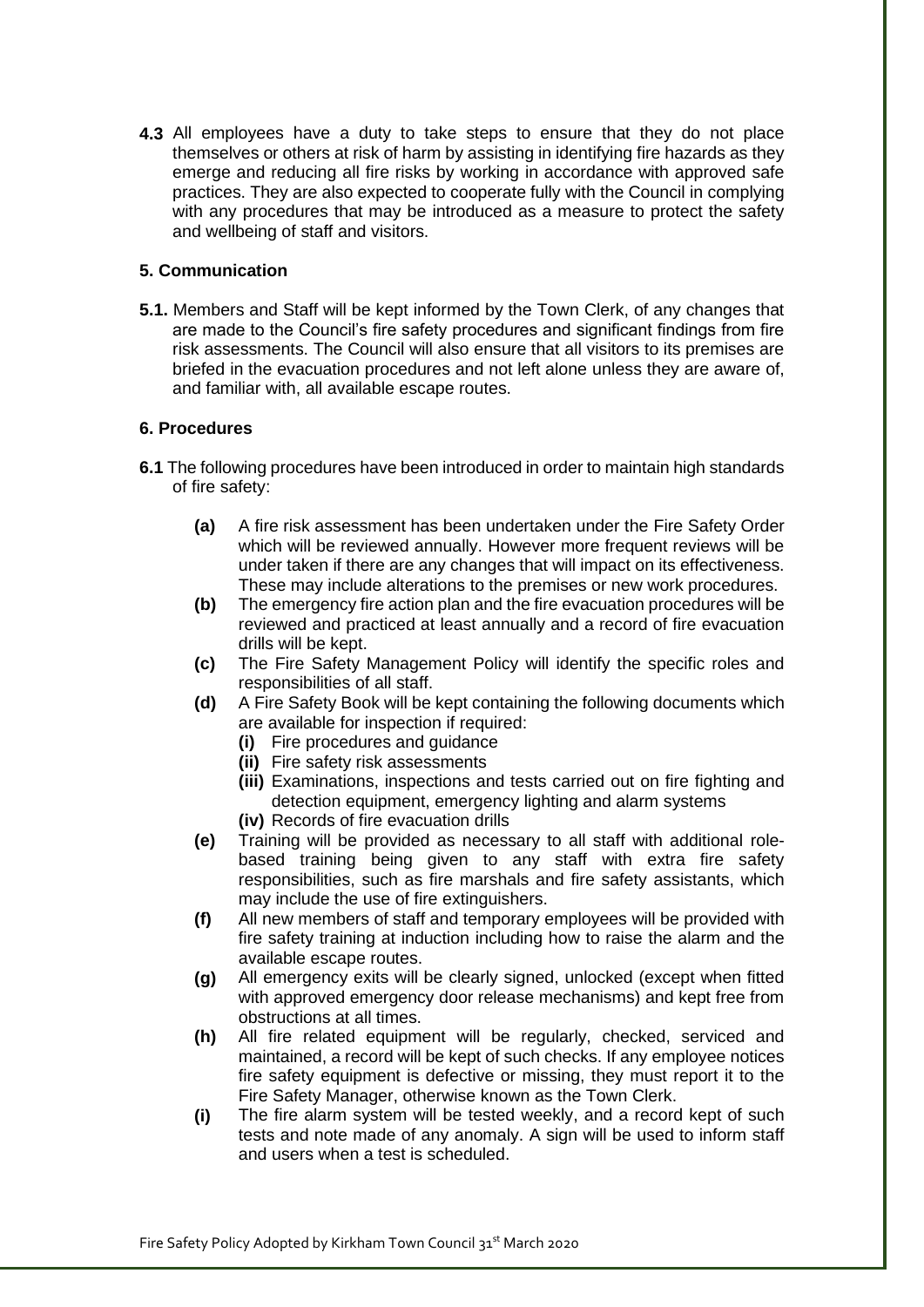**4.3** All employees have a duty to take steps to ensure that they do not place themselves or others at risk of harm by assisting in identifying fire hazards as they emerge and reducing all fire risks by working in accordance with approved safe practices. They are also expected to cooperate fully with the Council in complying with any procedures that may be introduced as a measure to protect the safety and wellbeing of staff and visitors.

### 5. Communication

**5.1.** Members and Staff will be kept informed by the Town Clerk, of any changes that are made to the Council's fire safety procedures and significant findings from fire risk assessments. The Council will also ensure that all visitors to its premises are briefed in the evacuation procedures and not left alone unless they are aware of, and familiar with, all available escape routes.

### 6. Procedures

**6.1** The following procedures have been introduced in order to maintain high standards of fire safety:

- **(a)** A fire risk assessment has been undertaken under the Fire Safety Order which will be reviewed annually. However more frequent reviews will be under taken if there are any changes that will impact on its effectiveness. These may include alterations to the premises or new work procedures.
- **(b)** The emergency fire action plan and the fire evacuation procedures will be reviewed and practiced at least annually and a record of fire evacuation drills will be kept.
- **(c)** The Fire Safety Management Policy will identify the specific roles and responsibilities of all staff.
- **(d)** A Fire Safety Book will be kept containing the following documents which are available for inspection if required:
  - **(i)** Fire procedures and guidance
  - **(ii)** Fire safety risk assessments
  - **(iii)** Examinations, inspections and tests carried out on fire fighting and detection equipment, emergency lighting and alarm systems
  - **(iv)** Records of fire evacuation drills
- **(e)** Training will be provided as necessary to all staff with additional role-based training being given to any staff with extra fire safety responsibilities, such as fire marshals and fire safety assistants, which may include the use of fire extinguishers.
- **(f)** All new members of staff and temporary employees will be provided with fire safety training at induction including how to raise the alarm and the available escape routes.
- **(g)** All emergency exits will be clearly signed, unlocked (except when fitted with approved emergency door release mechanisms) and kept free from obstructions at all times.
- **(h)** All fire related equipment will be regularly, checked, serviced and maintained, a record will be kept of such checks. If any employee notices fire safety equipment is defective or missing, they must report it to the Fire Safety Manager, otherwise known as the Town Clerk.
- **(i)** The fire alarm system will be tested weekly, and a record kept of such tests and note made of any anomaly. A sign will be used to inform staff and users when a test is scheduled.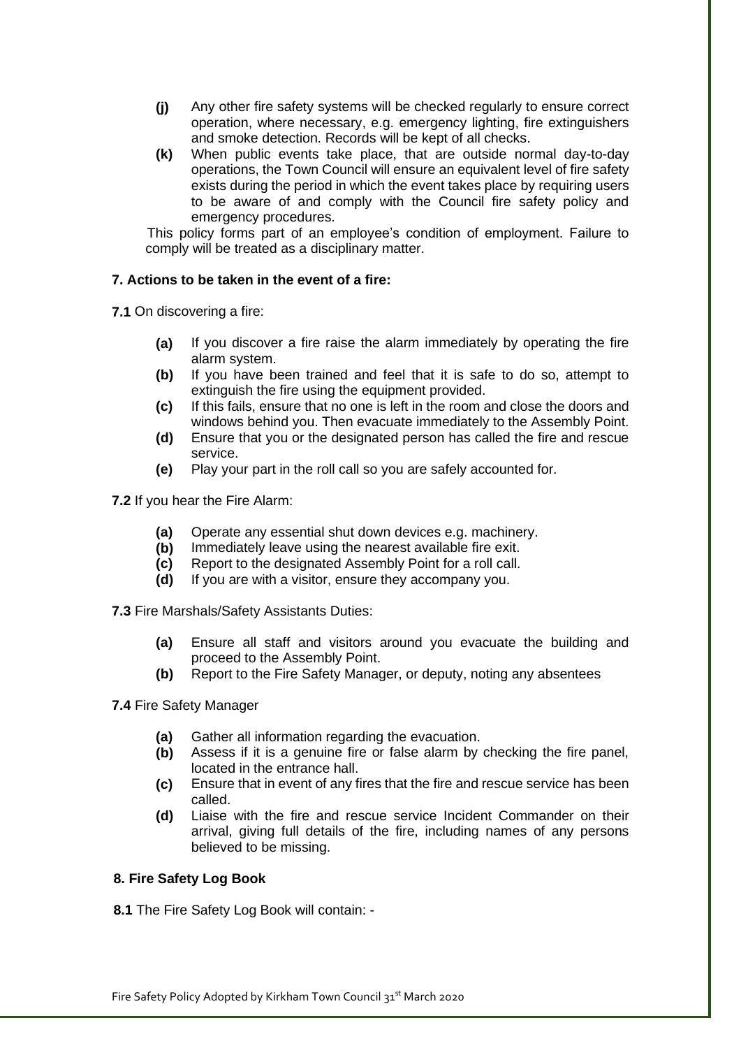- **(j)** Any other fire safety systems will be checked regularly to ensure correct operation, where necessary, e.g. emergency lighting, fire extinguishers and smoke detection. Records will be kept of all checks.
- **(k)** When public events take place, that are outside normal day-to-day operations, the Town Council will ensure an equivalent level of fire safety exists during the period in which the event takes place by requiring users to be aware of and comply with the Council fire safety policy and emergency procedures.

This policy forms part of an employee's condition of employment. Failure to comply will be treated as a disciplinary matter.

**7. Actions to be taken in the event of a fire:**

**7.1** On discovering a fire:

- **(a)** If you discover a fire raise the alarm immediately by operating the fire alarm system.
- **(b)** If you have been trained and feel that it is safe to do so, attempt to extinguish the fire using the equipment provided.
- **(c)** If this fails, ensure that no one is left in the room and close the doors and windows behind you. Then evacuate immediately to the Assembly Point.
- **(d)** Ensure that you or the designated person has called the fire and rescue service.
- **(e)** Play your part in the roll call so you are safely accounted for.

**7.2** If you hear the Fire Alarm:

- **(a)** Operate any essential shut down devices e.g. machinery.
- **(b)** Immediately leave using the nearest available fire exit.
- **(c)** Report to the designated Assembly Point for a roll call.
- **(d)** If you are with a visitor, ensure they accompany you.

**7.3** Fire Marshals/Safety Assistants Duties:

- **(a)** Ensure all staff and visitors around you evacuate the building and proceed to the Assembly Point.
- **(b)** Report to the Fire Safety Manager, or deputy, noting any absentees

**7.4** Fire Safety Manager

- **(a)** Gather all information regarding the evacuation.
- **(b)** Assess if it is a genuine fire or false alarm by checking the fire panel, located in the entrance hall.
- **(c)** Ensure that in event of any fires that the fire and rescue service has been called.
- **(d)** Liaise with the fire and rescue service Incident Commander on their arrival, giving full details of the fire, including names of any persons believed to be missing.

**8. Fire Safety Log Book**

**8.1** The Fire Safety Log Book will contain: -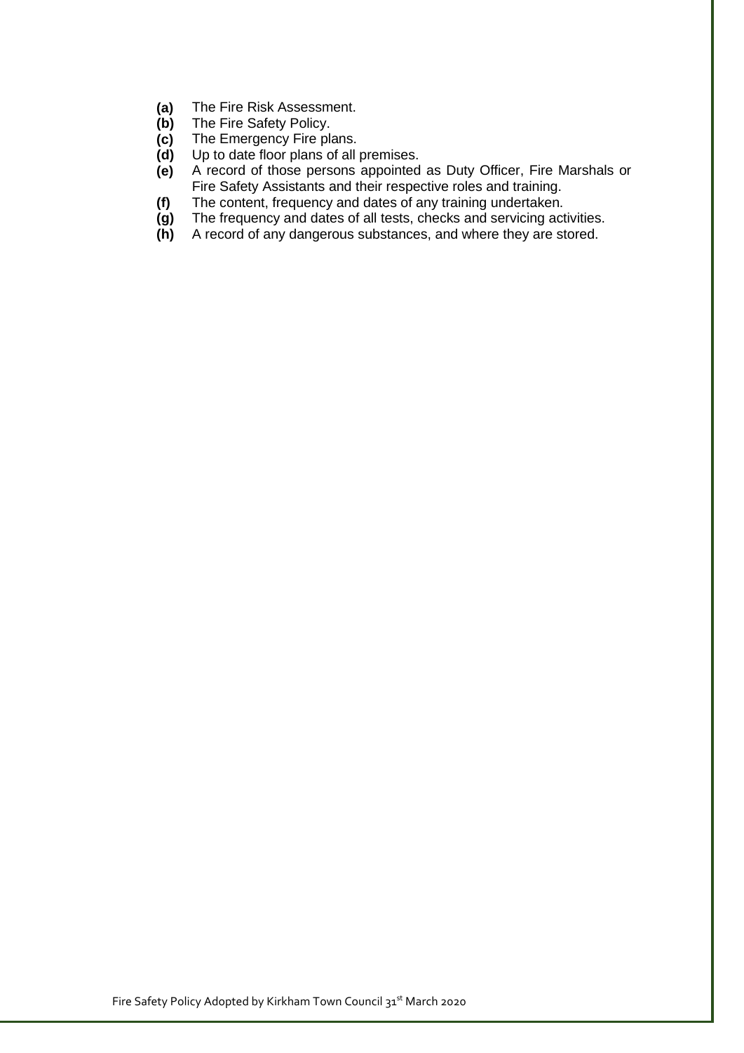- **(a)** The Fire Risk Assessment.
- **(b)** The Fire Safety Policy.
- **(c)** The Emergency Fire plans.
- **(d)** Up to date floor plans of all premises.
- **(e)** A record of those persons appointed as Duty Officer, Fire Marshals or Fire Safety Assistants and their respective roles and training.
- **(f)** The content, frequency and dates of any training undertaken.
- **(g)** The frequency and dates of all tests, checks and servicing activities.
- **(h)** A record of any dangerous substances, and where they are stored.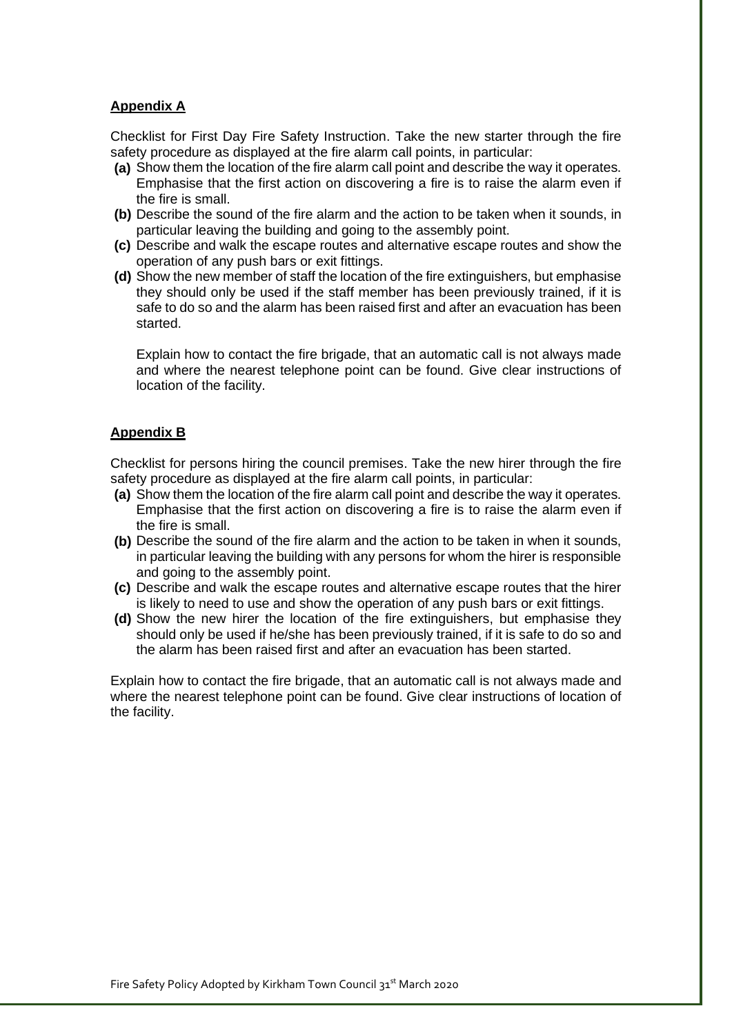## Appendix A

Checklist for First Day Fire Safety Instruction. Take the new starter through the fire safety procedure as displayed at the fire alarm call points, in particular:

**(a)** Show them the location of the fire alarm call point and describe the way it operates. Emphasise that the first action on discovering a fire is to raise the alarm even if the fire is small.

**(b)** Describe the sound of the fire alarm and the action to be taken when it sounds, in particular leaving the building and going to the assembly point.

**(c)** Describe and walk the escape routes and alternative escape routes and show the operation of any push bars or exit fittings.

**(d)** Show the new member of staff the location of the fire extinguishers, but emphasise they should only be used if the staff member has been previously trained, if it is safe to do so and the alarm has been raised first and after an evacuation has been started.

Explain how to contact the fire brigade, that an automatic call is not always made and where the nearest telephone point can be found. Give clear instructions of location of the facility.

## Appendix B

Checklist for persons hiring the council premises. Take the new hirer through the fire safety procedure as displayed at the fire alarm call points, in particular:

**(a)** Show them the location of the fire alarm call point and describe the way it operates. Emphasise that the first action on discovering a fire is to raise the alarm even if the fire is small.

**(b)** Describe the sound of the fire alarm and the action to be taken in when it sounds, in particular leaving the building with any persons for whom the hirer is responsible and going to the assembly point.

**(c)** Describe and walk the escape routes and alternative escape routes that the hirer is likely to need to use and show the operation of any push bars or exit fittings.

**(d)** Show the new hirer the location of the fire extinguishers, but emphasise they should only be used if he/she has been previously trained, if it is safe to do so and the alarm has been raised first and after an evacuation has been started.

Explain how to contact the fire brigade, that an automatic call is not always made and where the nearest telephone point can be found. Give clear instructions of location of the facility.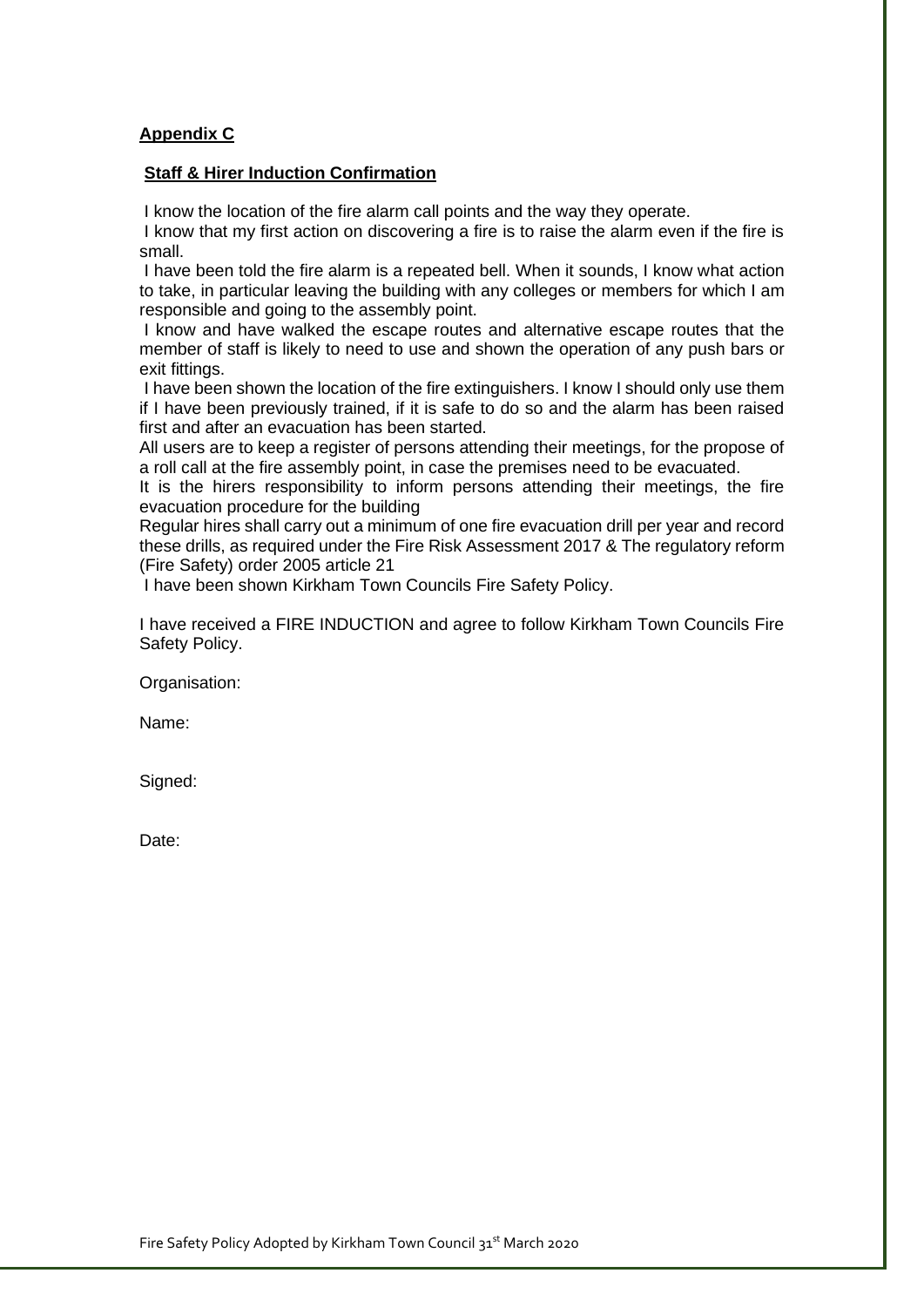**Appendix C**

**Staff & Hirer Induction Confirmation**

I know the location of the fire alarm call points and the way they operate.
I know that my first action on discovering a fire is to raise the alarm even if the fire is small.
I have been told the fire alarm is a repeated bell. When it sounds, I know what action to take, in particular leaving the building with any colleges or members for which I am responsible and going to the assembly point.
I know and have walked the escape routes and alternative escape routes that the member of staff is likely to need to use and shown the operation of any push bars or exit fittings.
I have been shown the location of the fire extinguishers. I know I should only use them if I have been previously trained, if it is safe to do so and the alarm has been raised first and after an evacuation has been started.
All users are to keep a register of persons attending their meetings, for the propose of a roll call at the fire assembly point, in case the premises need to be evacuated.
It is the hirers responsibility to inform persons attending their meetings, the fire evacuation procedure for the building
Regular hires shall carry out a minimum of one fire evacuation drill per year and record these drills, as required under the Fire Risk Assessment 2017 & The regulatory reform (Fire Safety) order 2005 article 21
I have been shown Kirkham Town Councils Fire Safety Policy.

I have received a FIRE INDUCTION and agree to follow Kirkham Town Councils Fire Safety Policy.

Organisation:

Name:

Signed:

Date: